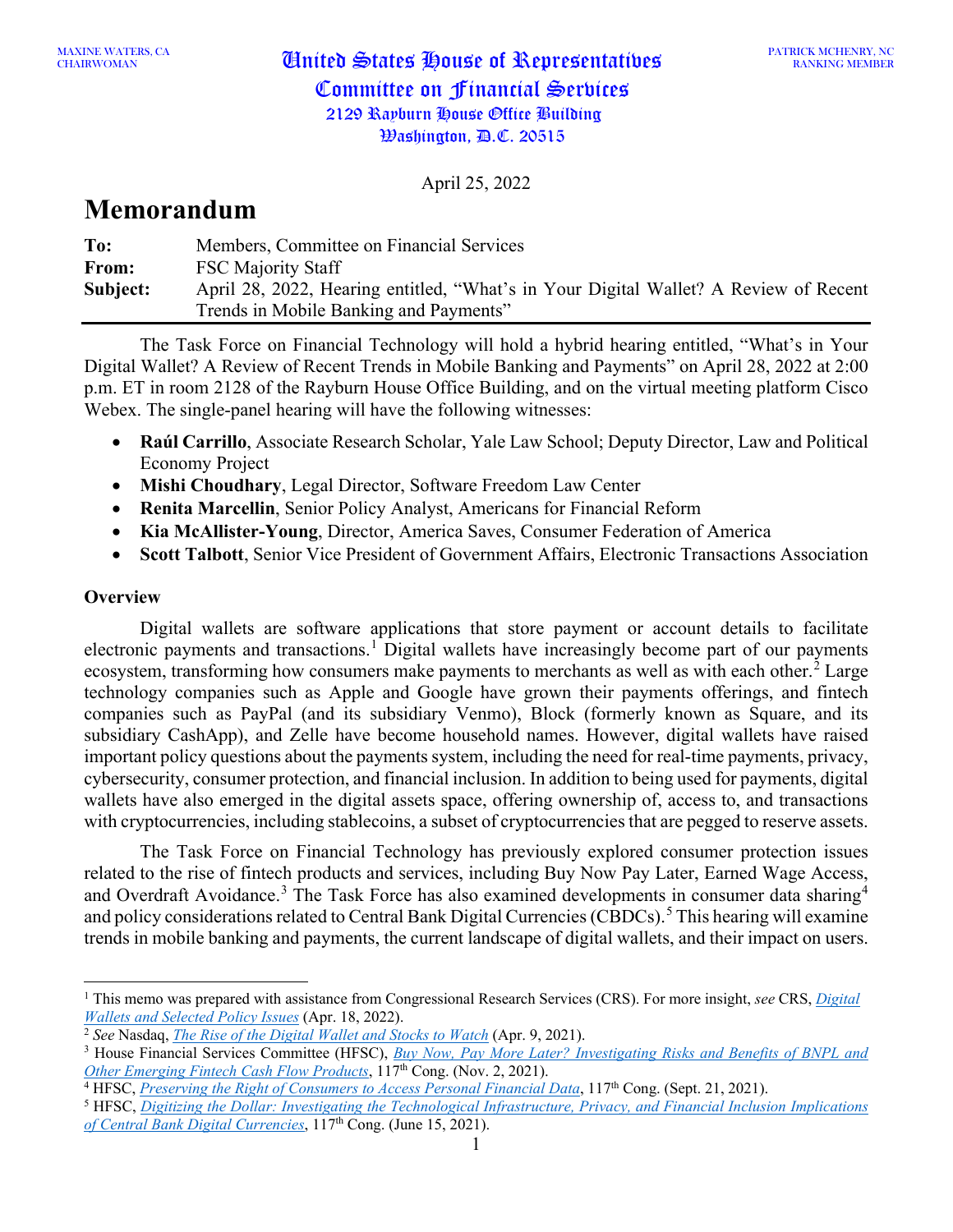MAXINE WATERS, CA
CHAIRWOMAN

# United States House of Representatives
# Committee on Financial Services
2129 Rayburn House Office Building
Washington, D.C. 20515

PATRICK MCHENRY, NC
RANKING MEMBER

April 25, 2022

# Memorandum

| | |
|---|---|
| **To:** | Members, Committee on Financial Services |
| **From:** | FSC Majority Staff |
| **Subject:** | April 28, 2022, Hearing entitled, "What's in Your Digital Wallet? A Review of Recent Trends in Mobile Banking and Payments" |

The Task Force on Financial Technology will hold a hybrid hearing entitled, "What's in Your Digital Wallet? A Review of Recent Trends in Mobile Banking and Payments" on April 28, 2022 at 2:00 p.m. ET in room 2128 of the Rayburn House Office Building, and on the virtual meeting platform Cisco Webex. The single-panel hearing will have the following witnesses:

- **Raúl Carrillo**, Associate Research Scholar, Yale Law School; Deputy Director, Law and Political Economy Project
- **Mishi Choudhary**, Legal Director, Software Freedom Law Center
- **Renita Marcellin**, Senior Policy Analyst, Americans for Financial Reform
- **Kia McAllister-Young**, Director, America Saves, Consumer Federation of America
- **Scott Talbott**, Senior Vice President of Government Affairs, Electronic Transactions Association

## Overview

Digital wallets are software applications that store payment or account details to facilitate electronic payments and transactions.[1] Digital wallets have increasingly become part of our payments ecosystem, transforming how consumers make payments to merchants as well as with each other.[2] Large technology companies such as Apple and Google have grown their payments offerings, and fintech companies such as PayPal (and its subsidiary Venmo), Block (formerly known as Square, and its subsidiary CashApp), and Zelle have become household names. However, digital wallets have raised important policy questions about the payments system, including the need for real-time payments, privacy, cybersecurity, consumer protection, and financial inclusion. In addition to being used for payments, digital wallets have also emerged in the digital assets space, offering ownership of, access to, and transactions with cryptocurrencies, including stablecoins, a subset of cryptocurrencies that are pegged to reserve assets.

The Task Force on Financial Technology has previously explored consumer protection issues related to the rise of fintech products and services, including Buy Now Pay Later, Earned Wage Access, and Overdraft Avoidance.[3] The Task Force has also examined developments in consumer data sharing[4] and policy considerations related to Central Bank Digital Currencies (CBDCs).[5] This hearing will examine trends in mobile banking and payments, the current landscape of digital wallets, and their impact on users.

---

[1] This memo was prepared with assistance from Congressional Research Services (CRS). For more insight, *see* CRS, *Digital Wallets and Selected Policy Issues* (Apr. 18, 2022).

[2] *See* Nasdaq, *The Rise of the Digital Wallet and Stocks to Watch* (Apr. 9, 2021).

[3] House Financial Services Committee (HFSC), *Buy Now, Pay More Later? Investigating Risks and Benefits of BNPL and Other Emerging Fintech Cash Flow Products*, 117th Cong. (Nov. 2, 2021).

[4] HFSC, *Preserving the Right of Consumers to Access Personal Financial Data*, 117th Cong. (Sept. 21, 2021).

[5] HFSC, *Digitizing the Dollar: Investigating the Technological Infrastructure, Privacy, and Financial Inclusion Implications of Central Bank Digital Currencies*, 117th Cong. (June 15, 2021).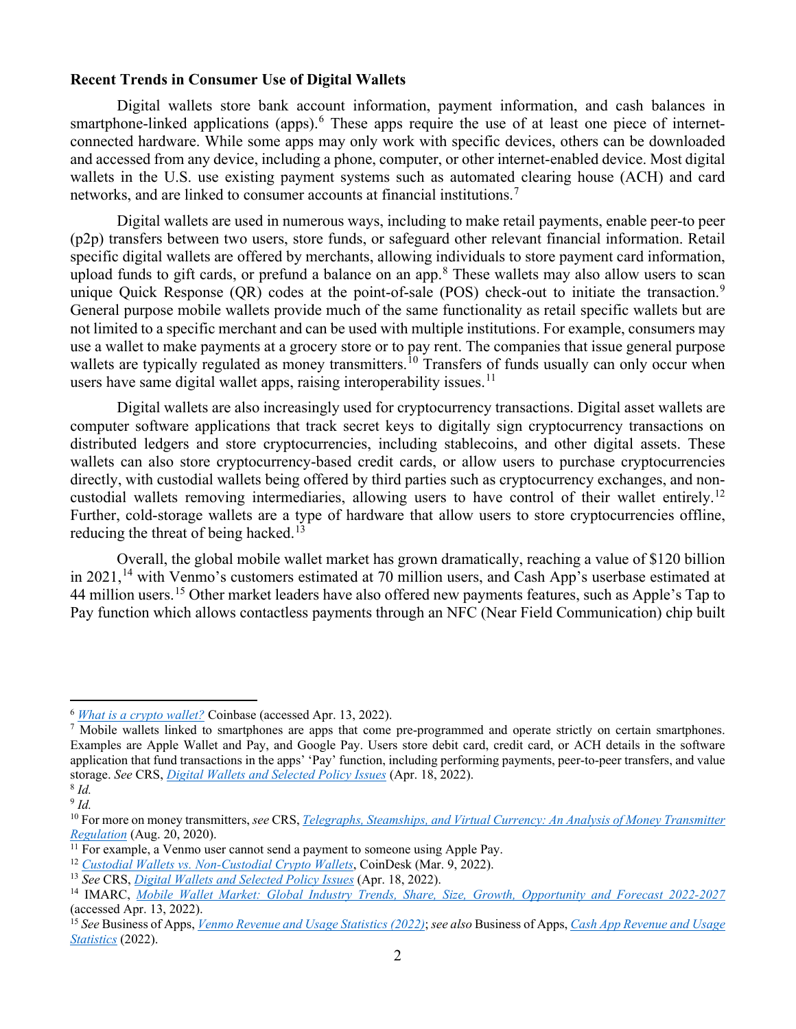**Recent Trends in Consumer Use of Digital Wallets**

Digital wallets store bank account information, payment information, and cash balances in smartphone-linked applications (apps).[6] These apps require the use of at least one piece of internet-connected hardware. While some apps may only work with specific devices, others can be downloaded and accessed from any device, including a phone, computer, or other internet-enabled device. Most digital wallets in the U.S. use existing payment systems such as automated clearing house (ACH) and card networks, and are linked to consumer accounts at financial institutions.[7]

Digital wallets are used in numerous ways, including to make retail payments, enable peer-to peer (p2p) transfers between two users, store funds, or safeguard other relevant financial information. Retail specific digital wallets are offered by merchants, allowing individuals to store payment card information, upload funds to gift cards, or prefund a balance on an app.[8] These wallets may also allow users to scan unique Quick Response (QR) codes at the point-of-sale (POS) check-out to initiate the transaction.[9] General purpose mobile wallets provide much of the same functionality as retail specific wallets but are not limited to a specific merchant and can be used with multiple institutions. For example, consumers may use a wallet to make payments at a grocery store or to pay rent. The companies that issue general purpose wallets are typically regulated as money transmitters.[10] Transfers of funds usually can only occur when users have same digital wallet apps, raising interoperability issues.[11]

Digital wallets are also increasingly used for cryptocurrency transactions. Digital asset wallets are computer software applications that track secret keys to digitally sign cryptocurrency transactions on distributed ledgers and store cryptocurrencies, including stablecoins, and other digital assets. These wallets can also store cryptocurrency-based credit cards, or allow users to purchase cryptocurrencies directly, with custodial wallets being offered by third parties such as cryptocurrency exchanges, and non-custodial wallets removing intermediaries, allowing users to have control of their wallet entirely.[12] Further, cold-storage wallets are a type of hardware that allow users to store cryptocurrencies offline, reducing the threat of being hacked.[13]

Overall, the global mobile wallet market has grown dramatically, reaching a value of $120 billion in 2021,[14] with Venmo's customers estimated at 70 million users, and Cash App's userbase estimated at 44 million users.[15] Other market leaders have also offered new payments features, such as Apple's Tap to Pay function which allows contactless payments through an NFC (Near Field Communication) chip built

---

[6] *What is a crypto wallet?* Coinbase (accessed Apr. 13, 2022).

[7] Mobile wallets linked to smartphones are apps that come pre-programmed and operate strictly on certain smartphones. Examples are Apple Wallet and Pay, and Google Pay. Users store debit card, credit card, or ACH details in the software application that fund transactions in the apps' 'Pay' function, including performing payments, peer-to-peer transfers, and value storage. *See* CRS, *Digital Wallets and Selected Policy Issues* (Apr. 18, 2022).

[8] *Id.*

[9] *Id.*

[10] For more on money transmitters, *see* CRS, *Telegraphs, Steamships, and Virtual Currency: An Analysis of Money Transmitter Regulation* (Aug. 20, 2020).

[11] For example, a Venmo user cannot send a payment to someone using Apple Pay.

[12] *Custodial Wallets vs. Non-Custodial Crypto Wallets*, CoinDesk (Mar. 9, 2022).

[13] *See* CRS, *Digital Wallets and Selected Policy Issues* (Apr. 18, 2022).

[14] IMARC, *Mobile Wallet Market: Global Industry Trends, Share, Size, Growth, Opportunity and Forecast 2022-2027* (accessed Apr. 13, 2022).

[15] *See* Business of Apps, *Venmo Revenue and Usage Statistics (2022)*; *see also* Business of Apps, *Cash App Revenue and Usage Statistics* (2022).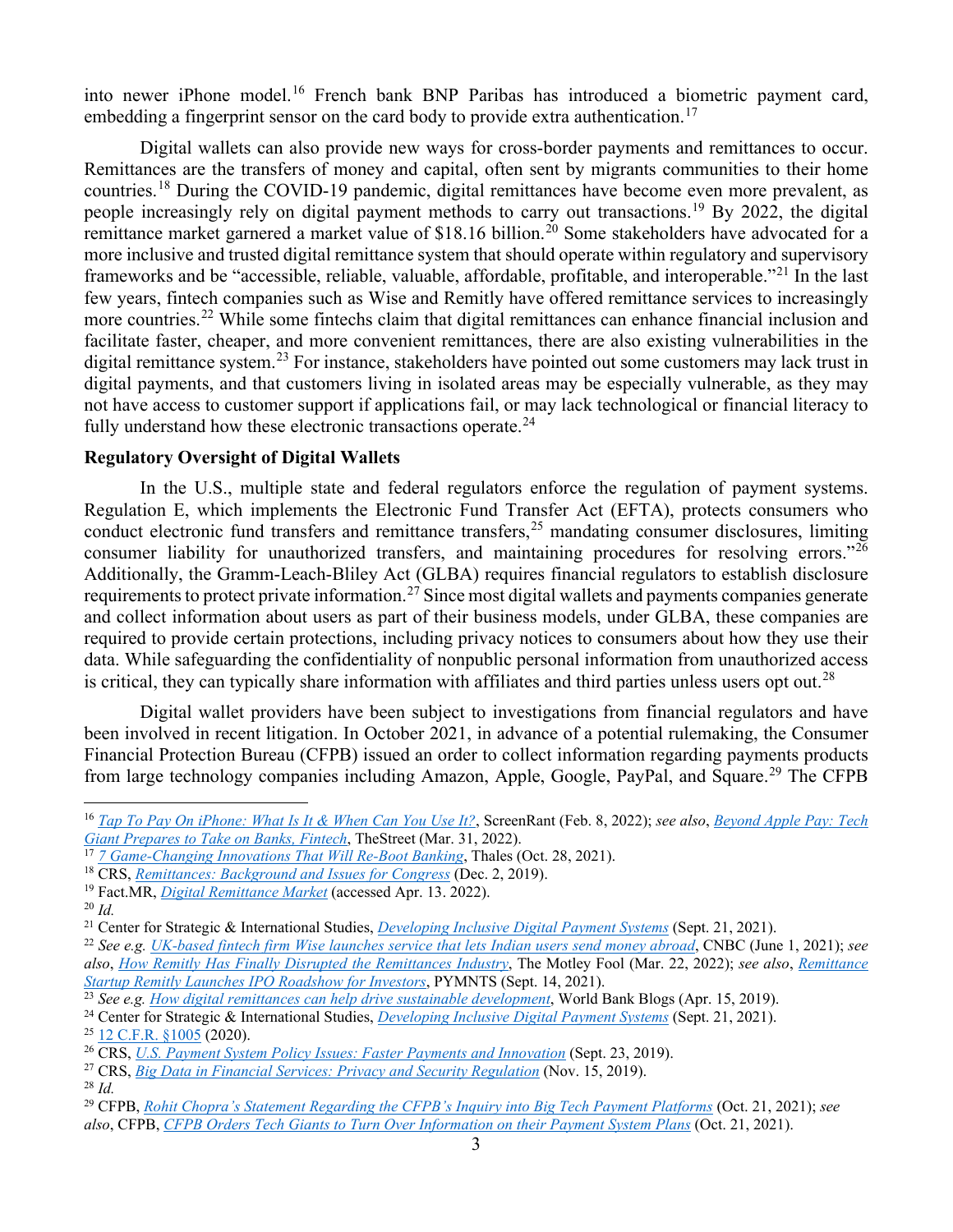into newer iPhone model.[16] French bank BNP Paribas has introduced a biometric payment card, embedding a fingerprint sensor on the card body to provide extra authentication.[17]

Digital wallets can also provide new ways for cross-border payments and remittances to occur. Remittances are the transfers of money and capital, often sent by migrants communities to their home countries.[18] During the COVID-19 pandemic, digital remittances have become even more prevalent, as people increasingly rely on digital payment methods to carry out transactions.[19] By 2022, the digital remittance market garnered a market value of $18.16 billion.[20] Some stakeholders have advocated for a more inclusive and trusted digital remittance system that should operate within regulatory and supervisory frameworks and be "accessible, reliable, valuable, affordable, profitable, and interoperable."[21] In the last few years, fintech companies such as Wise and Remitly have offered remittance services to increasingly more countries.[22] While some fintechs claim that digital remittances can enhance financial inclusion and facilitate faster, cheaper, and more convenient remittances, there are also existing vulnerabilities in the digital remittance system.[23] For instance, stakeholders have pointed out some customers may lack trust in digital payments, and that customers living in isolated areas may be especially vulnerable, as they may not have access to customer support if applications fail, or may lack technological or financial literacy to fully understand how these electronic transactions operate.[24]

**Regulatory Oversight of Digital Wallets**

In the U.S., multiple state and federal regulators enforce the regulation of payment systems. Regulation E, which implements the Electronic Fund Transfer Act (EFTA), protects consumers who conduct electronic fund transfers and remittance transfers,[25] mandating consumer disclosures, limiting consumer liability for unauthorized transfers, and maintaining procedures for resolving errors."[26] Additionally, the Gramm-Leach-Bliley Act (GLBA) requires financial regulators to establish disclosure requirements to protect private information.[27] Since most digital wallets and payments companies generate and collect information about users as part of their business models, under GLBA, these companies are required to provide certain protections, including privacy notices to consumers about how they use their data. While safeguarding the confidentiality of nonpublic personal information from unauthorized access is critical, they can typically share information with affiliates and third parties unless users opt out.[28]

Digital wallet providers have been subject to investigations from financial regulators and have been involved in recent litigation. In October 2021, in advance of a potential rulemaking, the Consumer Financial Protection Bureau (CFPB) issued an order to collect information regarding payments products from large technology companies including Amazon, Apple, Google, PayPal, and Square.[29] The CFPB

---

[16] *Tap To Pay On iPhone: What Is It & When Can You Use It?*, ScreenRant (Feb. 8, 2022); *see also*, *Beyond Apple Pay: Tech Giant Prepares to Take on Banks, Fintech*, TheStreet (Mar. 31, 2022).
[17] *7 Game-Changing Innovations That Will Re-Boot Banking*, Thales (Oct. 28, 2021).
[18] CRS, *Remittances: Background and Issues for Congress* (Dec. 2, 2019).
[19] Fact.MR, *Digital Remittance Market* (accessed Apr. 13. 2022).
[20] *Id.*
[21] Center for Strategic & International Studies, *Developing Inclusive Digital Payment Systems* (Sept. 21, 2021).
[22] *See e.g. UK-based fintech firm Wise launches service that lets Indian users send money abroad*, CNBC (June 1, 2021); *see also*, *How Remitly Has Finally Disrupted the Remittances Industry*, The Motley Fool (Mar. 22, 2022); *see also*, *Remittance Startup Remitly Launches IPO Roadshow for Investors*, PYMNTS (Sept. 14, 2021).
[23] *See e.g. How digital remittances can help drive sustainable development*, World Bank Blogs (Apr. 15, 2019).
[24] Center for Strategic & International Studies, *Developing Inclusive Digital Payment Systems* (Sept. 21, 2021).
[25] 12 C.F.R. §1005 (2020).
[26] CRS, *U.S. Payment System Policy Issues: Faster Payments and Innovation* (Sept. 23, 2019).
[27] CRS, *Big Data in Financial Services: Privacy and Security Regulation* (Nov. 15, 2019).
[28] *Id.*
[29] CFPB, *Rohit Chopra's Statement Regarding the CFPB's Inquiry into Big Tech Payment Platforms* (Oct. 21, 2021); *see also*, CFPB, *CFPB Orders Tech Giants to Turn Over Information on their Payment System Plans* (Oct. 21, 2021).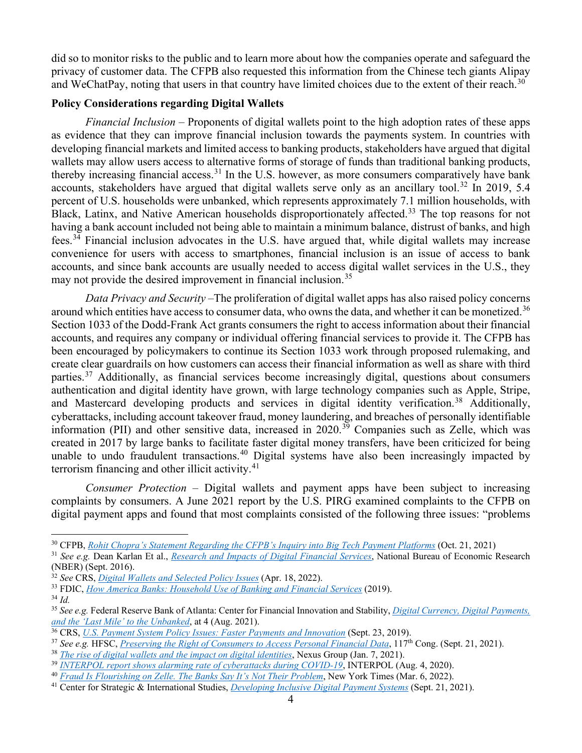did so to monitor risks to the public and to learn more about how the companies operate and safeguard the privacy of customer data. The CFPB also requested this information from the Chinese tech giants Alipay and WeChatPay, noting that users in that country have limited choices due to the extent of their reach.[30]

**Policy Considerations regarding Digital Wallets**

*Financial Inclusion* – Proponents of digital wallets point to the high adoption rates of these apps as evidence that they can improve financial inclusion towards the payments system. In countries with developing financial markets and limited access to banking products, stakeholders have argued that digital wallets may allow users access to alternative forms of storage of funds than traditional banking products, thereby increasing financial access.[31] In the U.S. however, as more consumers comparatively have bank accounts, stakeholders have argued that digital wallets serve only as an ancillary tool.[32] In 2019, 5.4 percent of U.S. households were unbanked, which represents approximately 7.1 million households, with Black, Latinx, and Native American households disproportionately affected.[33] The top reasons for not having a bank account included not being able to maintain a minimum balance, distrust of banks, and high fees.[34] Financial inclusion advocates in the U.S. have argued that, while digital wallets may increase convenience for users with access to smartphones, financial inclusion is an issue of access to bank accounts, and since bank accounts are usually needed to access digital wallet services in the U.S., they may not provide the desired improvement in financial inclusion.[35]

*Data Privacy and Security* –The proliferation of digital wallet apps has also raised policy concerns around which entities have access to consumer data, who owns the data, and whether it can be monetized.[36] Section 1033 of the Dodd-Frank Act grants consumers the right to access information about their financial accounts, and requires any company or individual offering financial services to provide it. The CFPB has been encouraged by policymakers to continue its Section 1033 work through proposed rulemaking, and create clear guardrails on how customers can access their financial information as well as share with third parties.[37] Additionally, as financial services become increasingly digital, questions about consumers authentication and digital identity have grown, with large technology companies such as Apple, Stripe, and Mastercard developing products and services in digital identity verification.[38] Additionally, cyberattacks, including account takeover fraud, money laundering, and breaches of personally identifiable information (PII) and other sensitive data, increased in 2020.[39] Companies such as Zelle, which was created in 2017 by large banks to facilitate faster digital money transfers, have been criticized for being unable to undo fraudulent transactions.[40] Digital systems have also been increasingly impacted by terrorism financing and other illicit activity.[41]

*Consumer Protection* – Digital wallets and payment apps have been subject to increasing complaints by consumers. A June 2021 report by the U.S. PIRG examined complaints to the CFPB on digital payment apps and found that most complaints consisted of the following three issues: "problems

---

[30] CFPB, *Rohit Chopra's Statement Regarding the CFPB's Inquiry into Big Tech Payment Platforms* (Oct. 21, 2021)

[31] *See e.g.* Dean Karlan Et al., *Research and Impacts of Digital Financial Services*, National Bureau of Economic Research (NBER) (Sept. 2016).

[32] *See* CRS, *Digital Wallets and Selected Policy Issues* (Apr. 18, 2022).

[33] FDIC, *How America Banks: Household Use of Banking and Financial Services* (2019).

[34] *Id.*

[35] *See e.g.* Federal Reserve Bank of Atlanta: Center for Financial Innovation and Stability, *Digital Currency, Digital Payments, and the 'Last Mile' to the Unbanked*, at 4 (Aug. 2021).

[36] CRS, *U.S. Payment System Policy Issues: Faster Payments and Innovation* (Sept. 23, 2019).

[37] *See e.g.* HFSC, *Preserving the Right of Consumers to Access Personal Financial Data*, 117th Cong. (Sept. 21, 2021).

[38] *The rise of digital wallets and the impact on digital identities*, Nexus Group (Jan. 7, 2021).

[39] *INTERPOL report shows alarming rate of cyberattacks during COVID-19*, INTERPOL (Aug. 4, 2020).

[40] *Fraud Is Flourishing on Zelle. The Banks Say It's Not Their Problem*, New York Times (Mar. 6, 2022).

[41] Center for Strategic & International Studies, *Developing Inclusive Digital Payment Systems* (Sept. 21, 2021).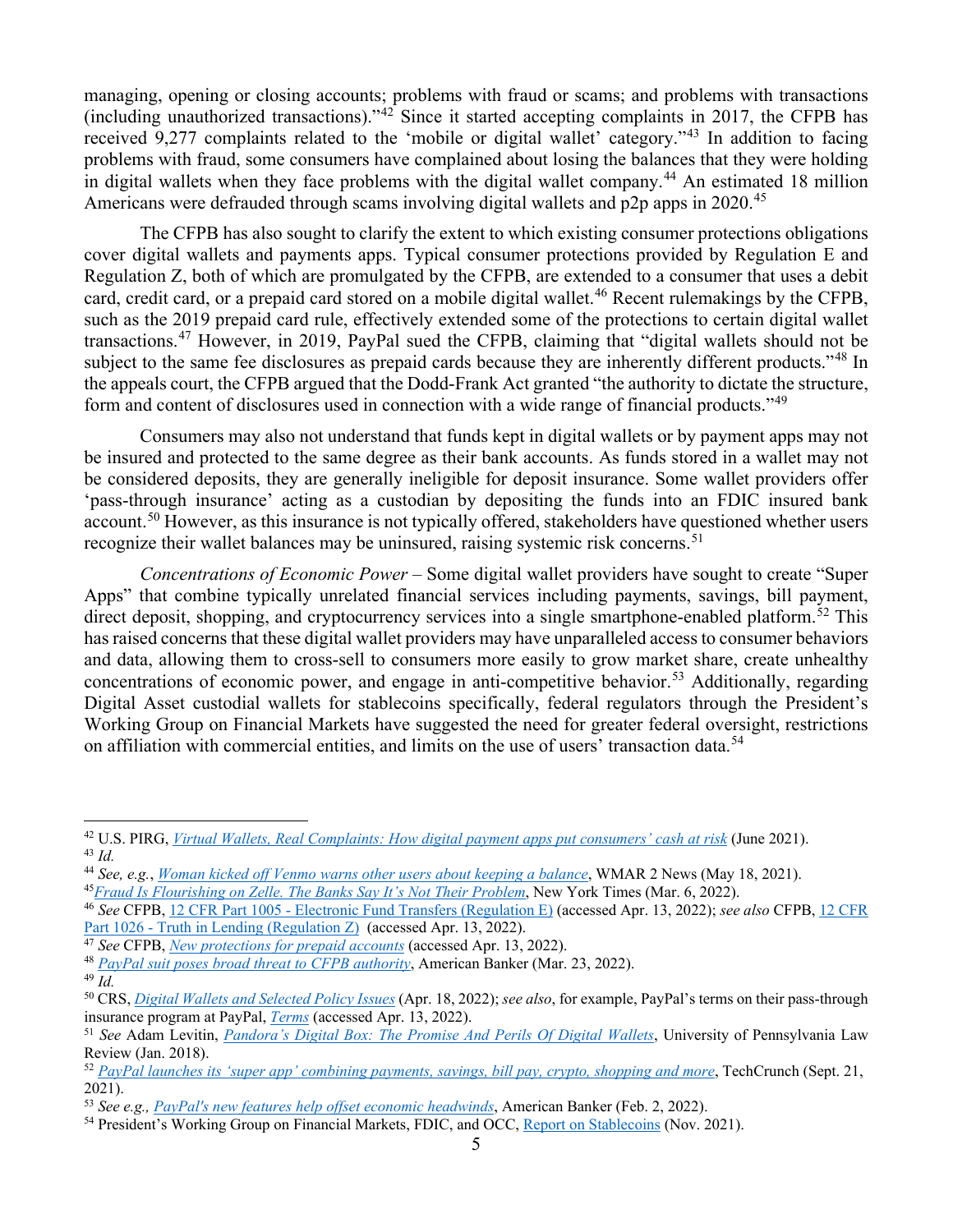managing, opening or closing accounts; problems with fraud or scams; and problems with transactions (including unauthorized transactions)."[42] Since it started accepting complaints in 2017, the CFPB has received 9,277 complaints related to the 'mobile or digital wallet' category."[43] In addition to facing problems with fraud, some consumers have complained about losing the balances that they were holding in digital wallets when they face problems with the digital wallet company.[44] An estimated 18 million Americans were defrauded through scams involving digital wallets and p2p apps in 2020.[45]

The CFPB has also sought to clarify the extent to which existing consumer protections obligations cover digital wallets and payments apps. Typical consumer protections provided by Regulation E and Regulation Z, both of which are promulgated by the CFPB, are extended to a consumer that uses a debit card, credit card, or a prepaid card stored on a mobile digital wallet.[46] Recent rulemakings by the CFPB, such as the 2019 prepaid card rule, effectively extended some of the protections to certain digital wallet transactions.[47] However, in 2019, PayPal sued the CFPB, claiming that "digital wallets should not be subject to the same fee disclosures as prepaid cards because they are inherently different products."[48] In the appeals court, the CFPB argued that the Dodd-Frank Act granted "the authority to dictate the structure, form and content of disclosures used in connection with a wide range of financial products."[49]

Consumers may also not understand that funds kept in digital wallets or by payment apps may not be insured and protected to the same degree as their bank accounts. As funds stored in a wallet may not be considered deposits, they are generally ineligible for deposit insurance. Some wallet providers offer 'pass-through insurance' acting as a custodian by depositing the funds into an FDIC insured bank account.[50] However, as this insurance is not typically offered, stakeholders have questioned whether users recognize their wallet balances may be uninsured, raising systemic risk concerns.[51]

*Concentrations of Economic Power* – Some digital wallet providers have sought to create "Super Apps" that combine typically unrelated financial services including payments, savings, bill payment, direct deposit, shopping, and cryptocurrency services into a single smartphone-enabled platform.[52] This has raised concerns that these digital wallet providers may have unparalleled access to consumer behaviors and data, allowing them to cross-sell to consumers more easily to grow market share, create unhealthy concentrations of economic power, and engage in anti-competitive behavior.[53] Additionally, regarding Digital Asset custodial wallets for stablecoins specifically, federal regulators through the President's Working Group on Financial Markets have suggested the need for greater federal oversight, restrictions on affiliation with commercial entities, and limits on the use of users' transaction data.[54]

---

[42] U.S. PIRG, *Virtual Wallets, Real Complaints: How digital payment apps put consumers' cash at risk* (June 2021).

[43] *Id.*

[44] *See, e.g.*, *Woman kicked off Venmo warns other users about keeping a balance*, WMAR 2 News (May 18, 2021).

[45] *Fraud Is Flourishing on Zelle. The Banks Say It's Not Their Problem*, New York Times (Mar. 6, 2022).

[46] *See* CFPB, 12 CFR Part 1005 - Electronic Fund Transfers (Regulation E) (accessed Apr. 13, 2022); *see also* CFPB, 12 CFR Part 1026 - Truth in Lending (Regulation Z) (accessed Apr. 13, 2022).

[47] *See* CFPB, *New protections for prepaid accounts* (accessed Apr. 13, 2022).

[48] *PayPal suit poses broad threat to CFPB authority*, American Banker (Mar. 23, 2022).

[49] *Id.*

[50] CRS, *Digital Wallets and Selected Policy Issues* (Apr. 18, 2022); *see also*, for example, PayPal's terms on their pass-through insurance program at PayPal, *Terms* (accessed Apr. 13, 2022).

[51] *See* Adam Levitin, *Pandora's Digital Box: The Promise And Perils Of Digital Wallets*, University of Pennsylvania Law Review (Jan. 2018).

[52] *PayPal launches its 'super app' combining payments, savings, bill pay, crypto, shopping and more*, TechCrunch (Sept. 21, 2021).

[53] *See e.g., PayPal's new features help offset economic headwinds*, American Banker (Feb. 2, 2022).

[54] President's Working Group on Financial Markets, FDIC, and OCC, Report on Stablecoins (Nov. 2021).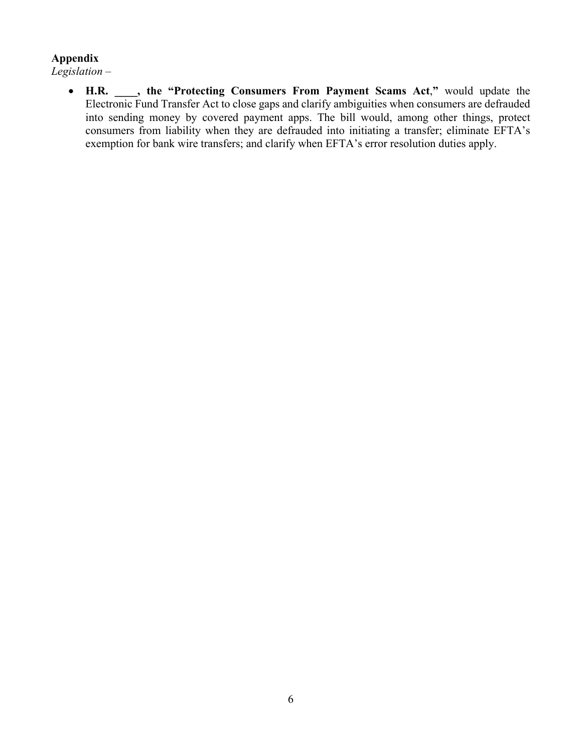**Appendix**

*Legislation –*

- **H.R. ____, the "Protecting Consumers From Payment Scams Act,"** would update the Electronic Fund Transfer Act to close gaps and clarify ambiguities when consumers are defrauded into sending money by covered payment apps. The bill would, among other things, protect consumers from liability when they are defrauded into initiating a transfer; eliminate EFTA's exemption for bank wire transfers; and clarify when EFTA's error resolution duties apply.